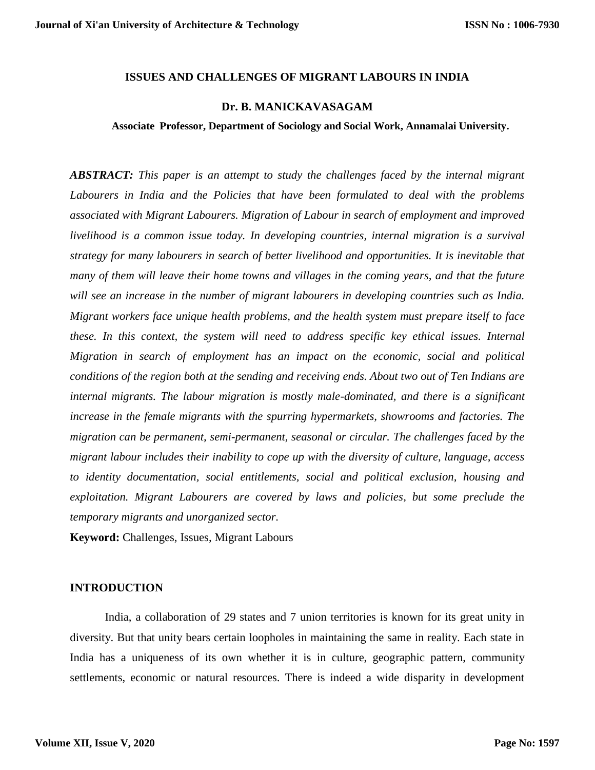# ISSUES AND CHALLENGES OF MIGRANT LABOURS IN INDIA

**Dr. B. MANICKAVASAGAM**

**Associate Professor, Department of Sociology and Social Work, Annamalai University.**

***ABSTRACT:*** *This paper is an attempt to study the challenges faced by the internal migrant Labourers in India and the Policies that have been formulated to deal with the problems associated with Migrant Labourers. Migration of Labour in search of employment and improved livelihood is a common issue today. In developing countries, internal migration is a survival strategy for many labourers in search of better livelihood and opportunities. It is inevitable that many of them will leave their home towns and villages in the coming years, and that the future will see an increase in the number of migrant labourers in developing countries such as India. Migrant workers face unique health problems, and the health system must prepare itself to face these. In this context, the system will need to address specific key ethical issues. Internal Migration in search of employment has an impact on the economic, social and political conditions of the region both at the sending and receiving ends. About two out of Ten Indians are internal migrants. The labour migration is mostly male-dominated, and there is a significant increase in the female migrants with the spurring hypermarkets, showrooms and factories. The migration can be permanent, semi-permanent, seasonal or circular. The challenges faced by the migrant labour includes their inability to cope up with the diversity of culture, language, access to identity documentation, social entitlements, social and political exclusion, housing and exploitation. Migrant Labourers are covered by laws and policies, but some preclude the temporary migrants and unorganized sector.*

**Keyword:** Challenges, Issues, Migrant Labours

## INTRODUCTION

India, a collaboration of 29 states and 7 union territories is known for its great unity in diversity. But that unity bears certain loopholes in maintaining the same in reality. Each state in India has a uniqueness of its own whether it is in culture, geographic pattern, community settlements, economic or natural resources. There is indeed a wide disparity in development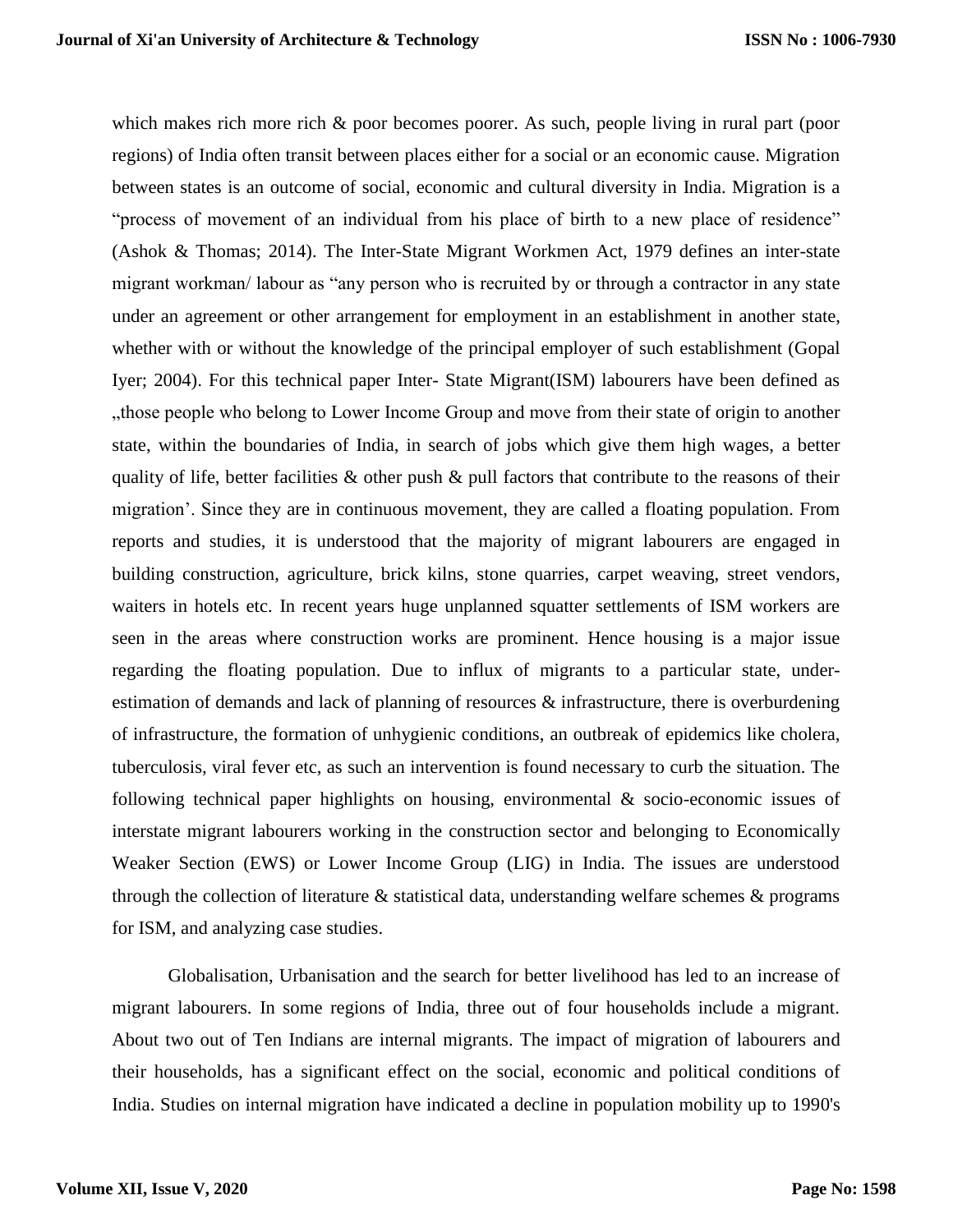which makes rich more rich & poor becomes poorer. As such, people living in rural part (poor regions) of India often transit between places either for a social or an economic cause. Migration between states is an outcome of social, economic and cultural diversity in India. Migration is a "process of movement of an individual from his place of birth to a new place of residence" (Ashok & Thomas; 2014). The Inter-State Migrant Workmen Act, 1979 defines an inter-state migrant workman/ labour as "any person who is recruited by or through a contractor in any state under an agreement or other arrangement for employment in an establishment in another state, whether with or without the knowledge of the principal employer of such establishment (Gopal Iyer; 2004). For this technical paper Inter- State Migrant(ISM) labourers have been defined as „those people who belong to Lower Income Group and move from their state of origin to another state, within the boundaries of India, in search of jobs which give them high wages, a better quality of life, better facilities & other push & pull factors that contribute to the reasons of their migration'. Since they are in continuous movement, they are called a floating population. From reports and studies, it is understood that the majority of migrant labourers are engaged in building construction, agriculture, brick kilns, stone quarries, carpet weaving, street vendors, waiters in hotels etc. In recent years huge unplanned squatter settlements of ISM workers are seen in the areas where construction works are prominent. Hence housing is a major issue regarding the floating population. Due to influx of migrants to a particular state, under-estimation of demands and lack of planning of resources & infrastructure, there is overburdening of infrastructure, the formation of unhygienic conditions, an outbreak of epidemics like cholera, tuberculosis, viral fever etc, as such an intervention is found necessary to curb the situation. The following technical paper highlights on housing, environmental & socio-economic issues of interstate migrant labourers working in the construction sector and belonging to Economically Weaker Section (EWS) or Lower Income Group (LIG) in India. The issues are understood through the collection of literature & statistical data, understanding welfare schemes & programs for ISM, and analyzing case studies.

Globalisation, Urbanisation and the search for better livelihood has led to an increase of migrant labourers. In some regions of India, three out of four households include a migrant. About two out of Ten Indians are internal migrants. The impact of migration of labourers and their households, has a significant effect on the social, economic and political conditions of India. Studies on internal migration have indicated a decline in population mobility up to 1990's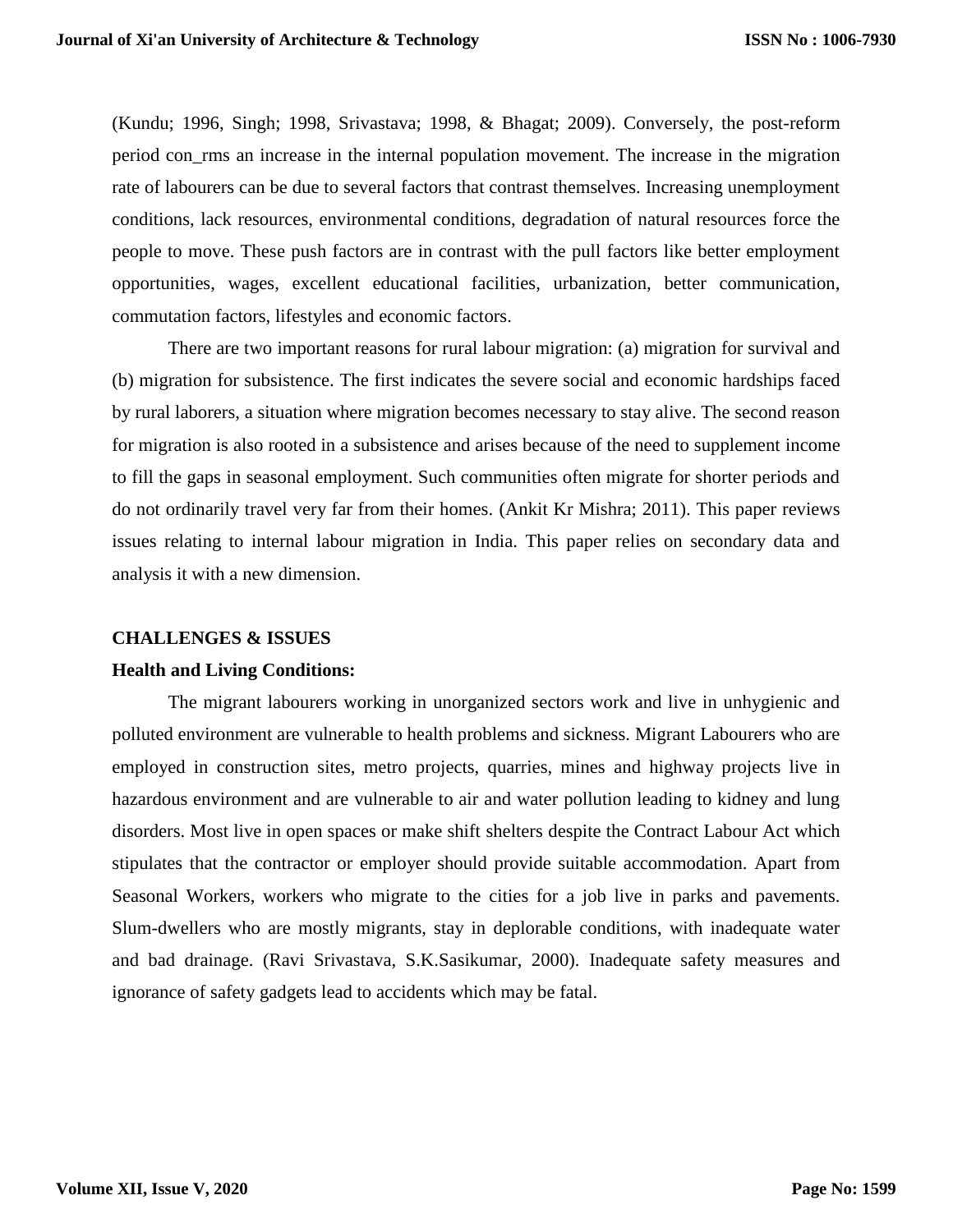(Kundu; 1996, Singh; 1998, Srivastava; 1998, & Bhagat; 2009). Conversely, the post-reform period con_rms an increase in the internal population movement. The increase in the migration rate of labourers can be due to several factors that contrast themselves. Increasing unemployment conditions, lack resources, environmental conditions, degradation of natural resources force the people to move. These push factors are in contrast with the pull factors like better employment opportunities, wages, excellent educational facilities, urbanization, better communication, commutation factors, lifestyles and economic factors.

There are two important reasons for rural labour migration: (a) migration for survival and (b) migration for subsistence. The first indicates the severe social and economic hardships faced by rural laborers, a situation where migration becomes necessary to stay alive. The second reason for migration is also rooted in a subsistence and arises because of the need to supplement income to fill the gaps in seasonal employment. Such communities often migrate for shorter periods and do not ordinarily travel very far from their homes. (Ankit Kr Mishra; 2011). This paper reviews issues relating to internal labour migration in India. This paper relies on secondary data and analysis it with a new dimension.

## CHALLENGES & ISSUES

### Health and Living Conditions:

The migrant labourers working in unorganized sectors work and live in unhygienic and polluted environment are vulnerable to health problems and sickness. Migrant Labourers who are employed in construction sites, metro projects, quarries, mines and highway projects live in hazardous environment and are vulnerable to air and water pollution leading to kidney and lung disorders. Most live in open spaces or make shift shelters despite the Contract Labour Act which stipulates that the contractor or employer should provide suitable accommodation. Apart from Seasonal Workers, workers who migrate to the cities for a job live in parks and pavements. Slum-dwellers who are mostly migrants, stay in deplorable conditions, with inadequate water and bad drainage. (Ravi Srivastava, S.K.Sasikumar, 2000). Inadequate safety measures and ignorance of safety gadgets lead to accidents which may be fatal.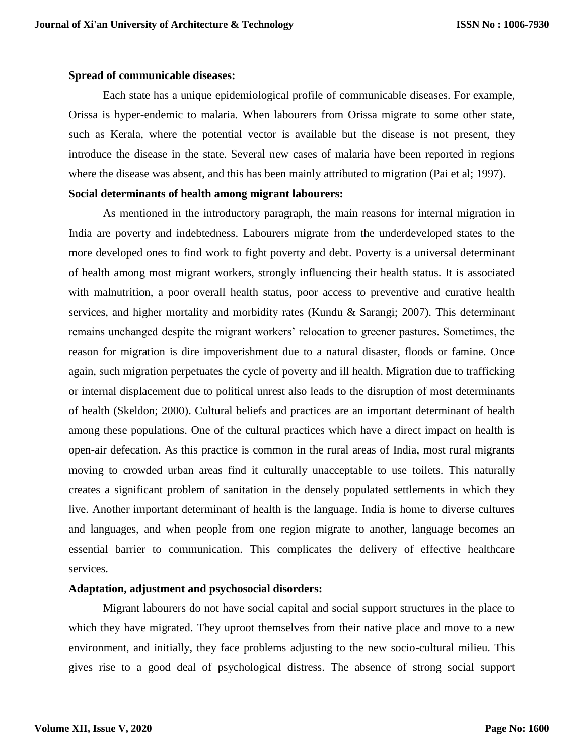**Spread of communicable diseases:**

Each state has a unique epidemiological profile of communicable diseases. For example, Orissa is hyper-endemic to malaria. When labourers from Orissa migrate to some other state, such as Kerala, where the potential vector is available but the disease is not present, they introduce the disease in the state. Several new cases of malaria have been reported in regions where the disease was absent, and this has been mainly attributed to migration (Pai et al; 1997).

**Social determinants of health among migrant labourers:**

As mentioned in the introductory paragraph, the main reasons for internal migration in India are poverty and indebtedness. Labourers migrate from the underdeveloped states to the more developed ones to find work to fight poverty and debt. Poverty is a universal determinant of health among most migrant workers, strongly influencing their health status. It is associated with malnutrition, a poor overall health status, poor access to preventive and curative health services, and higher mortality and morbidity rates (Kundu & Sarangi; 2007). This determinant remains unchanged despite the migrant workers' relocation to greener pastures. Sometimes, the reason for migration is dire impoverishment due to a natural disaster, floods or famine. Once again, such migration perpetuates the cycle of poverty and ill health. Migration due to trafficking or internal displacement due to political unrest also leads to the disruption of most determinants of health (Skeldon; 2000). Cultural beliefs and practices are an important determinant of health among these populations. One of the cultural practices which have a direct impact on health is open-air defecation. As this practice is common in the rural areas of India, most rural migrants moving to crowded urban areas find it culturally unacceptable to use toilets. This naturally creates a significant problem of sanitation in the densely populated settlements in which they live. Another important determinant of health is the language. India is home to diverse cultures and languages, and when people from one region migrate to another, language becomes an essential barrier to communication. This complicates the delivery of effective healthcare services.

**Adaptation, adjustment and psychosocial disorders:**

Migrant labourers do not have social capital and social support structures in the place to which they have migrated. They uproot themselves from their native place and move to a new environment, and initially, they face problems adjusting to the new socio-cultural milieu. This gives rise to a good deal of psychological distress. The absence of strong social support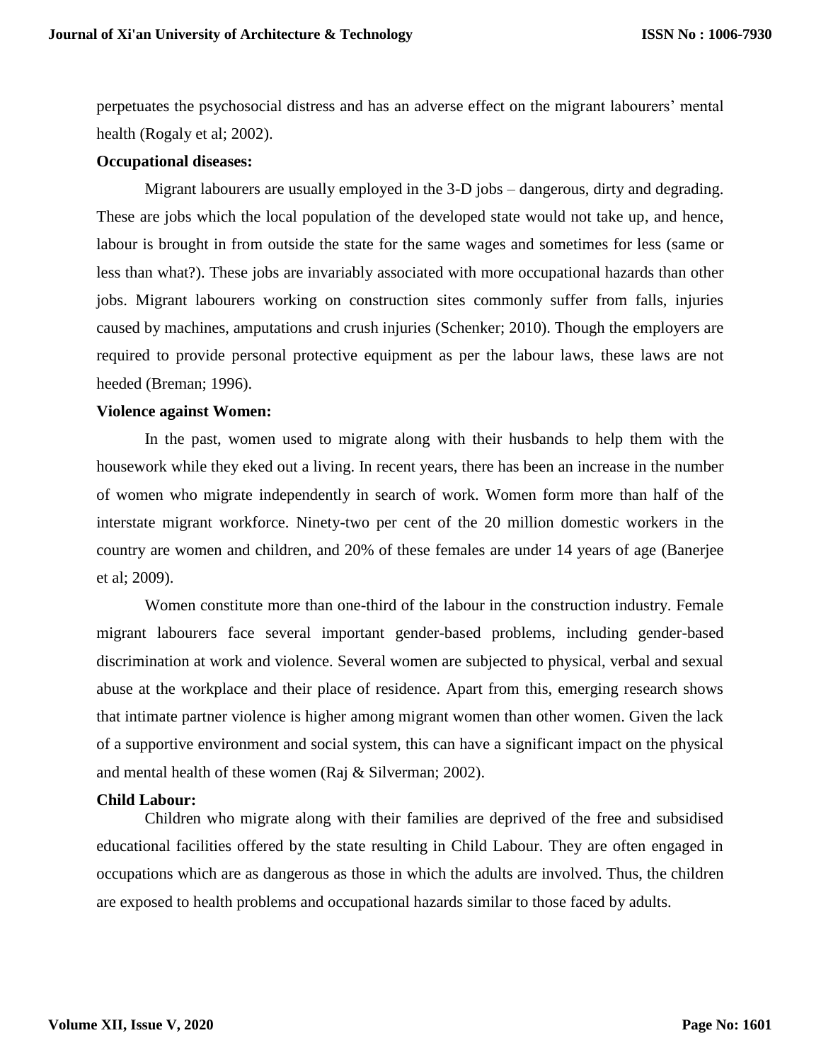perpetuates the psychosocial distress and has an adverse effect on the migrant labourers' mental health (Rogaly et al; 2002).

**Occupational diseases:**

Migrant labourers are usually employed in the 3-D jobs – dangerous, dirty and degrading. These are jobs which the local population of the developed state would not take up, and hence, labour is brought in from outside the state for the same wages and sometimes for less (same or less than what?). These jobs are invariably associated with more occupational hazards than other jobs. Migrant labourers working on construction sites commonly suffer from falls, injuries caused by machines, amputations and crush injuries (Schenker; 2010). Though the employers are required to provide personal protective equipment as per the labour laws, these laws are not heeded (Breman; 1996).

**Violence against Women:**

In the past, women used to migrate along with their husbands to help them with the housework while they eked out a living. In recent years, there has been an increase in the number of women who migrate independently in search of work. Women form more than half of the interstate migrant workforce. Ninety-two per cent of the 20 million domestic workers in the country are women and children, and 20% of these females are under 14 years of age (Banerjee et al; 2009).

Women constitute more than one-third of the labour in the construction industry. Female migrant labourers face several important gender-based problems, including gender-based discrimination at work and violence. Several women are subjected to physical, verbal and sexual abuse at the workplace and their place of residence. Apart from this, emerging research shows that intimate partner violence is higher among migrant women than other women. Given the lack of a supportive environment and social system, this can have a significant impact on the physical and mental health of these women (Raj & Silverman; 2002).

**Child Labour:**

Children who migrate along with their families are deprived of the free and subsidised educational facilities offered by the state resulting in Child Labour. They are often engaged in occupations which are as dangerous as those in which the adults are involved. Thus, the children are exposed to health problems and occupational hazards similar to those faced by adults.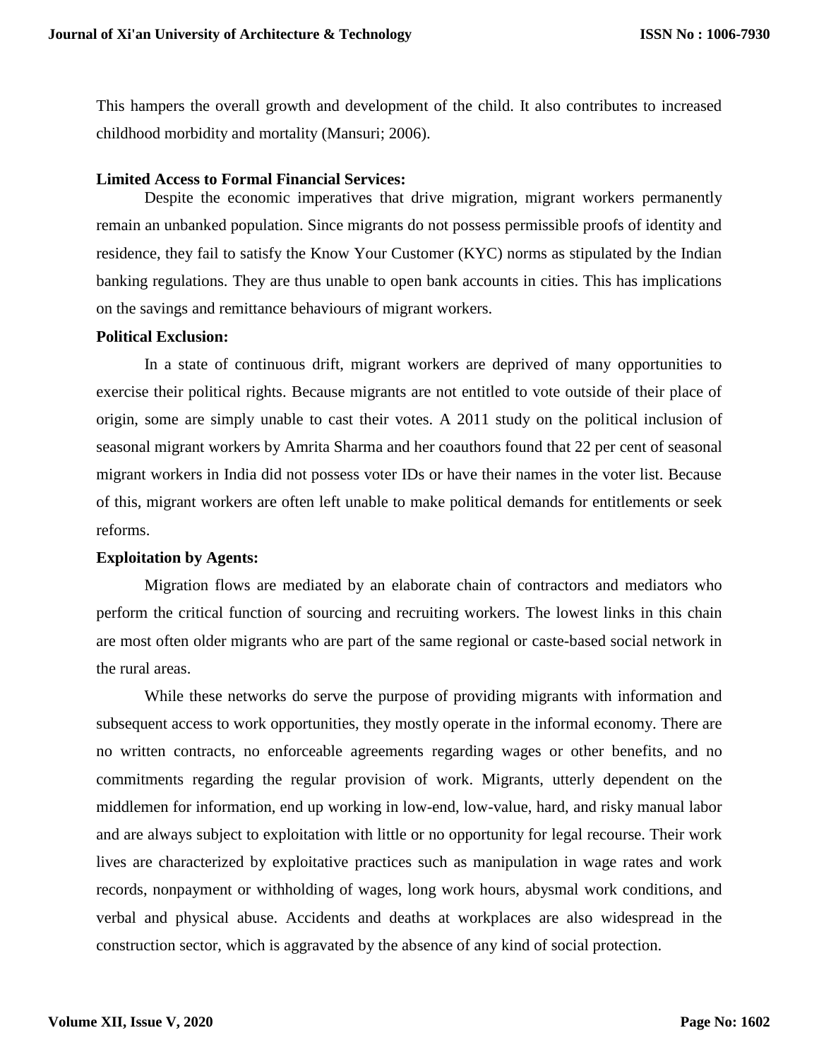This hampers the overall growth and development of the child. It also contributes to increased childhood morbidity and mortality (Mansuri; 2006).

**Limited Access to Formal Financial Services:**

Despite the economic imperatives that drive migration, migrant workers permanently remain an unbanked population. Since migrants do not possess permissible proofs of identity and residence, they fail to satisfy the Know Your Customer (KYC) norms as stipulated by the Indian banking regulations. They are thus unable to open bank accounts in cities. This has implications on the savings and remittance behaviours of migrant workers.

**Political Exclusion:**

In a state of continuous drift, migrant workers are deprived of many opportunities to exercise their political rights. Because migrants are not entitled to vote outside of their place of origin, some are simply unable to cast their votes. A 2011 study on the political inclusion of seasonal migrant workers by Amrita Sharma and her coauthors found that 22 per cent of seasonal migrant workers in India did not possess voter IDs or have their names in the voter list. Because of this, migrant workers are often left unable to make political demands for entitlements or seek reforms.

**Exploitation by Agents:**

Migration flows are mediated by an elaborate chain of contractors and mediators who perform the critical function of sourcing and recruiting workers. The lowest links in this chain are most often older migrants who are part of the same regional or caste-based social network in the rural areas.

While these networks do serve the purpose of providing migrants with information and subsequent access to work opportunities, they mostly operate in the informal economy. There are no written contracts, no enforceable agreements regarding wages or other benefits, and no commitments regarding the regular provision of work. Migrants, utterly dependent on the middlemen for information, end up working in low-end, low-value, hard, and risky manual labor and are always subject to exploitation with little or no opportunity for legal recourse. Their work lives are characterized by exploitative practices such as manipulation in wage rates and work records, nonpayment or withholding of wages, long work hours, abysmal work conditions, and verbal and physical abuse. Accidents and deaths at workplaces are also widespread in the construction sector, which is aggravated by the absence of any kind of social protection.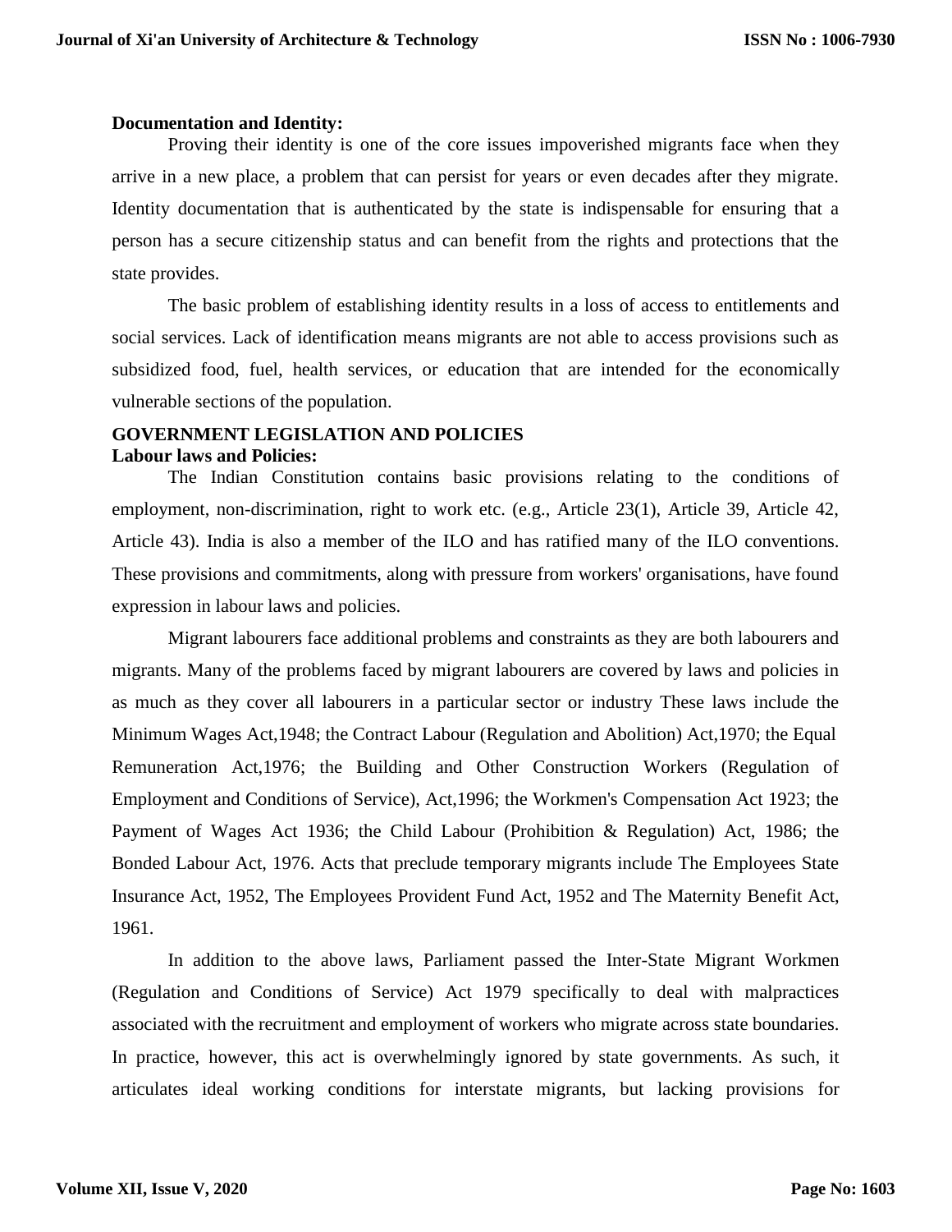**Documentation and Identity:**

Proving their identity is one of the core issues impoverished migrants face when they arrive in a new place, a problem that can persist for years or even decades after they migrate. Identity documentation that is authenticated by the state is indispensable for ensuring that a person has a secure citizenship status and can benefit from the rights and protections that the state provides.

The basic problem of establishing identity results in a loss of access to entitlements and social services. Lack of identification means migrants are not able to access provisions such as subsidized food, fuel, health services, or education that are intended for the economically vulnerable sections of the population.

## GOVERNMENT LEGISLATION AND POLICIES

**Labour laws and Policies:**

The Indian Constitution contains basic provisions relating to the conditions of employment, non-discrimination, right to work etc. (e.g., Article 23(1), Article 39, Article 42, Article 43). India is also a member of the ILO and has ratified many of the ILO conventions. These provisions and commitments, along with pressure from workers' organisations, have found expression in labour laws and policies.

Migrant labourers face additional problems and constraints as they are both labourers and migrants. Many of the problems faced by migrant labourers are covered by laws and policies in as much as they cover all labourers in a particular sector or industry These laws include the Minimum Wages Act,1948; the Contract Labour (Regulation and Abolition) Act,1970; the Equal Remuneration Act,1976; the Building and Other Construction Workers (Regulation of Employment and Conditions of Service), Act,1996; the Workmen's Compensation Act 1923; the Payment of Wages Act 1936; the Child Labour (Prohibition & Regulation) Act, 1986; the Bonded Labour Act, 1976. Acts that preclude temporary migrants include The Employees State Insurance Act, 1952, The Employees Provident Fund Act, 1952 and The Maternity Benefit Act, 1961.

In addition to the above laws, Parliament passed the Inter-State Migrant Workmen (Regulation and Conditions of Service) Act 1979 specifically to deal with malpractices associated with the recruitment and employment of workers who migrate across state boundaries. In practice, however, this act is overwhelmingly ignored by state governments. As such, it articulates ideal working conditions for interstate migrants, but lacking provisions for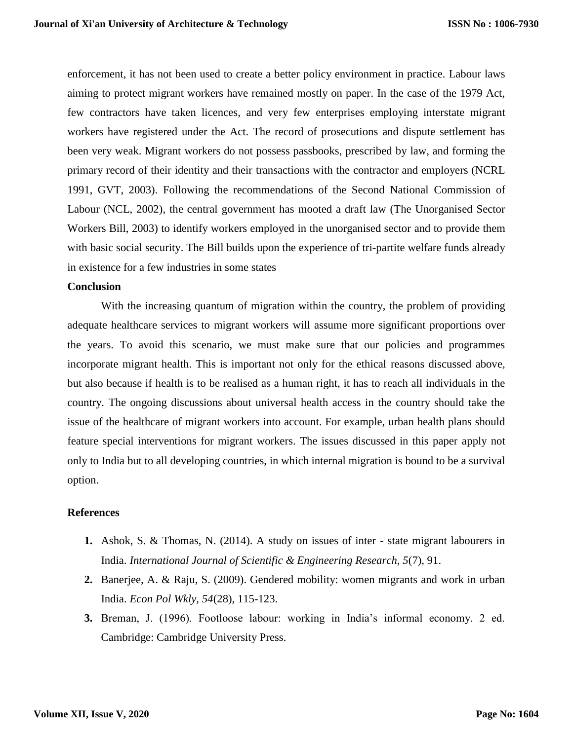enforcement, it has not been used to create a better policy environment in practice. Labour laws aiming to protect migrant workers have remained mostly on paper. In the case of the 1979 Act, few contractors have taken licences, and very few enterprises employing interstate migrant workers have registered under the Act. The record of prosecutions and dispute settlement has been very weak. Migrant workers do not possess passbooks, prescribed by law, and forming the primary record of their identity and their transactions with the contractor and employers (NCRL 1991, GVT, 2003). Following the recommendations of the Second National Commission of Labour (NCL, 2002), the central government has mooted a draft law (The Unorganised Sector Workers Bill, 2003) to identify workers employed in the unorganised sector and to provide them with basic social security. The Bill builds upon the experience of tri-partite welfare funds already in existence for a few industries in some states

**Conclusion**

With the increasing quantum of migration within the country, the problem of providing adequate healthcare services to migrant workers will assume more significant proportions over the years. To avoid this scenario, we must make sure that our policies and programmes incorporate migrant health. This is important not only for the ethical reasons discussed above, but also because if health is to be realised as a human right, it has to reach all individuals in the country. The ongoing discussions about universal health access in the country should take the issue of the healthcare of migrant workers into account. For example, urban health plans should feature special interventions for migrant workers. The issues discussed in this paper apply not only to India but to all developing countries, in which internal migration is bound to be a survival option.

**References**

1. Ashok, S. & Thomas, N. (2014). A study on issues of inter - state migrant labourers in India. *International Journal of Scientific & Engineering Research, 5*(7), 91.
2. Banerjee, A. & Raju, S. (2009). Gendered mobility: women migrants and work in urban India. *Econ Pol Wkly, 54*(28), 115-123.
3. Breman, J. (1996). Footloose labour: working in India's informal economy. 2 ed. Cambridge: Cambridge University Press.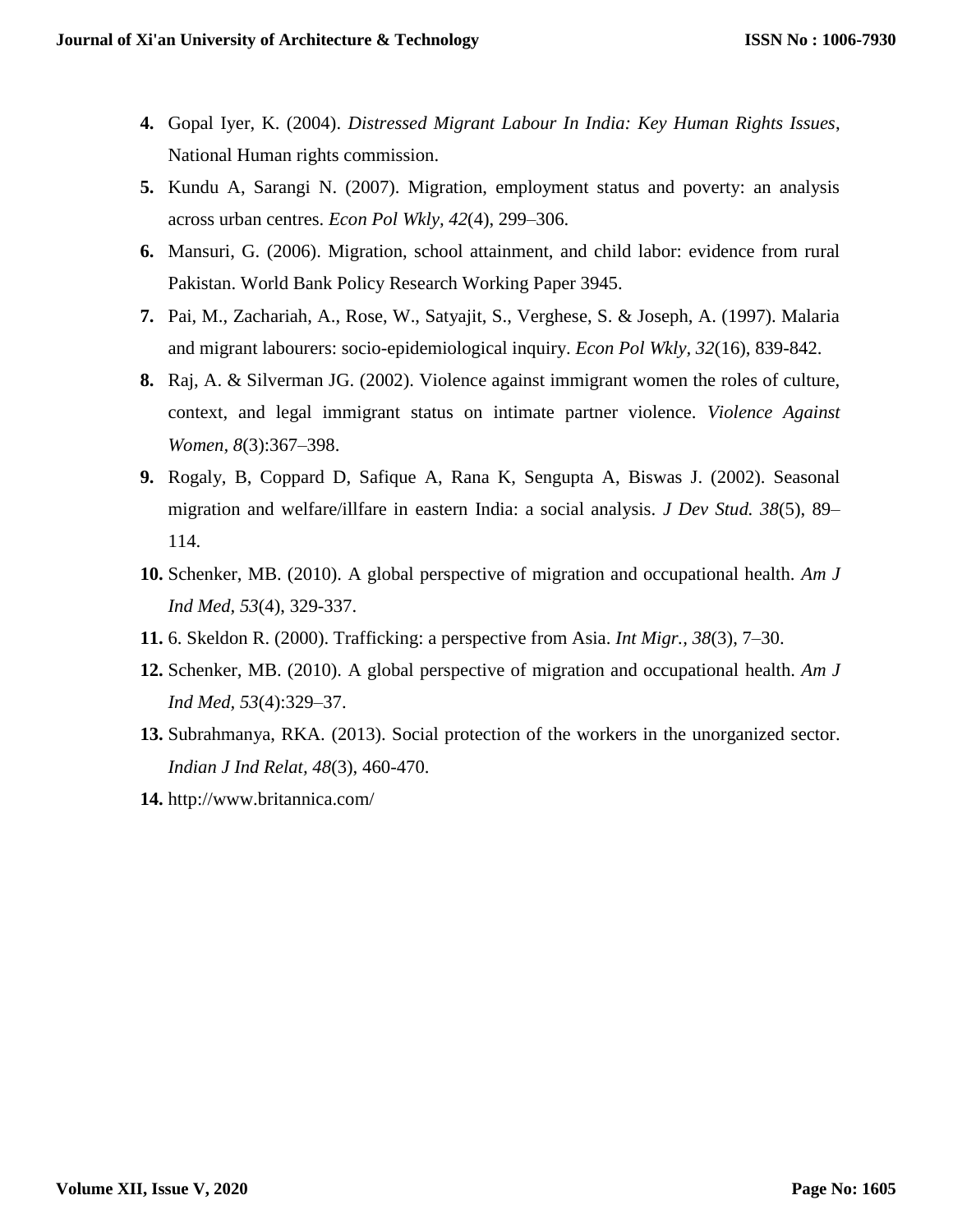4. Gopal Iyer, K. (2004). *Distressed Migrant Labour In India: Key Human Rights Issues*, National Human rights commission.
5. Kundu A, Sarangi N. (2007). Migration, employment status and poverty: an analysis across urban centres. *Econ Pol Wkly*, *42*(4), 299–306.
6. Mansuri, G. (2006). Migration, school attainment, and child labor: evidence from rural Pakistan. World Bank Policy Research Working Paper 3945.
7. Pai, M., Zachariah, A., Rose, W., Satyajit, S., Verghese, S. & Joseph, A. (1997). Malaria and migrant labourers: socio-epidemiological inquiry. *Econ Pol Wkly*, *32*(16), 839-842.
8. Raj, A. & Silverman JG. (2002). Violence against immigrant women the roles of culture, context, and legal immigrant status on intimate partner violence. *Violence Against Women, 8*(3):367–398.
9. Rogaly, B, Coppard D, Safique A, Rana K, Sengupta A, Biswas J. (2002). Seasonal migration and welfare/illfare in eastern India: a social analysis. *J Dev Stud. 38*(5), 89–114.
10. Schenker, MB. (2010). A global perspective of migration and occupational health. *Am J Ind Med, 53*(4), 329-337.
11. 6. Skeldon R. (2000). Trafficking: a perspective from Asia. *Int Migr., 38*(3), 7–30.
12. Schenker, MB. (2010). A global perspective of migration and occupational health. *Am J Ind Med*, *53*(4):329–37.
13. Subrahmanya, RKA. (2013). Social protection of the workers in the unorganized sector. *Indian J Ind Relat, 48*(3), 460-470.
14. http://www.britannica.com/